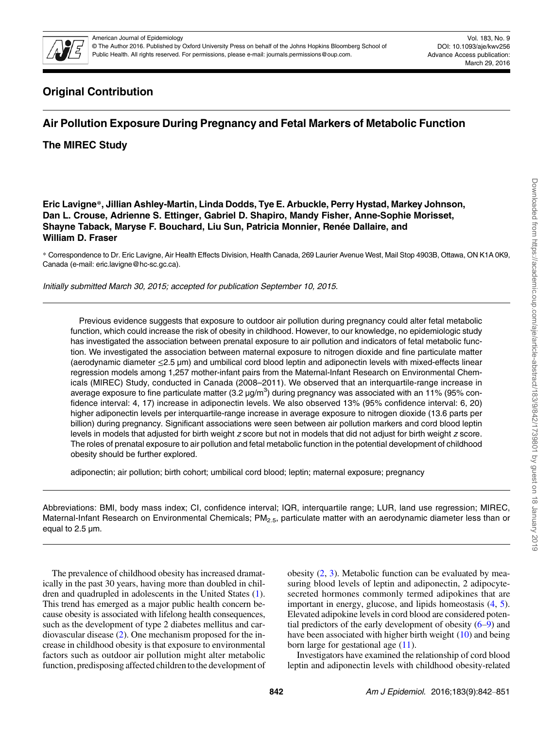## Original Contribution

# Air Pollution Exposure During Pregnancy and Fetal Markers of Metabolic Function

## The MIREC Study

**Eric Lavigne*, Jillian Ashley-Martin, Linda Dodds, Tye E. Arbuckle, Perry Hystad, Markey Johnson, Dan L. Crouse, Adrienne S. Ettinger, Gabriel D. Shapiro, Mandy Fisher, Anne-Sophie Morisset, Shayne Taback, Maryse F. Bouchard, Liu Sun, Patricia Monnier, Renée Dallaire, and William D. Fraser**

* Correspondence to Dr. Eric Lavigne, Air Health Effects Division, Health Canada, 269 Laurier Avenue West, Mail Stop 4903B, Ottawa, ON K1A 0K9, Canada (e-mail: eric.lavigne@hc-sc.gc.ca).

*Initially submitted March 30, 2015; accepted for publication September 10, 2015.*

Previous evidence suggests that exposure to outdoor air pollution during pregnancy could alter fetal metabolic function, which could increase the risk of obesity in childhood. However, to our knowledge, no epidemiologic study has investigated the association between prenatal exposure to air pollution and indicators of fetal metabolic function. We investigated the association between maternal exposure to nitrogen dioxide and fine particulate matter (aerodynamic diameter ≤2.5 μm) and umbilical cord blood leptin and adiponectin levels with mixed-effects linear regression models among 1,257 mother-infant pairs from the Maternal-Infant Research on Environmental Chemicals (MIREC) Study, conducted in Canada (2008–2011). We observed that an interquartile-range increase in average exposure to fine particulate matter (3.2 μg/m$^3$) during pregnancy was associated with an 11% (95% confidence interval: 4, 17) increase in adiponectin levels. We also observed 13% (95% confidence interval: 6, 20) higher adiponectin levels per interquartile-range increase in average exposure to nitrogen dioxide (13.6 parts per billion) during pregnancy. Significant associations were seen between air pollution markers and cord blood leptin levels in models that adjusted for birth weight *z* score but not in models that did not adjust for birth weight *z* score. The roles of prenatal exposure to air pollution and fetal metabolic function in the potential development of childhood obesity should be further explored.

adiponectin; air pollution; birth cohort; umbilical cord blood; leptin; maternal exposure; pregnancy

Abbreviations: BMI, body mass index; CI, confidence interval; IQR, interquartile range; LUR, land use regression; MIREC, Maternal-Infant Research on Environmental Chemicals; $PM_{2.5}$, particulate matter with an aerodynamic diameter less than or equal to 2.5 μm.

The prevalence of childhood obesity has increased dramatically in the past 30 years, having more than doubled in children and quadrupled in adolescents in the United States (1). This trend has emerged as a major public health concern because obesity is associated with lifelong health consequences, such as the development of type 2 diabetes mellitus and cardiovascular disease (2). One mechanism proposed for the increase in childhood obesity is that exposure to environmental factors such as outdoor air pollution might alter metabolic function, predisposing affected children to the development of obesity (2, 3). Metabolic function can be evaluated by measuring blood levels of leptin and adiponectin, 2 adipocyte-secreted hormones commonly termed adipokines that are important in energy, glucose, and lipids homeostasis (4, 5). Elevated adipokine levels in cord blood are considered potential predictors of the early development of obesity (6–9) and have been associated with higher birth weight (10) and being born large for gestational age (11).

Investigators have examined the relationship of cord blood leptin and adiponectin levels with childhood obesity-related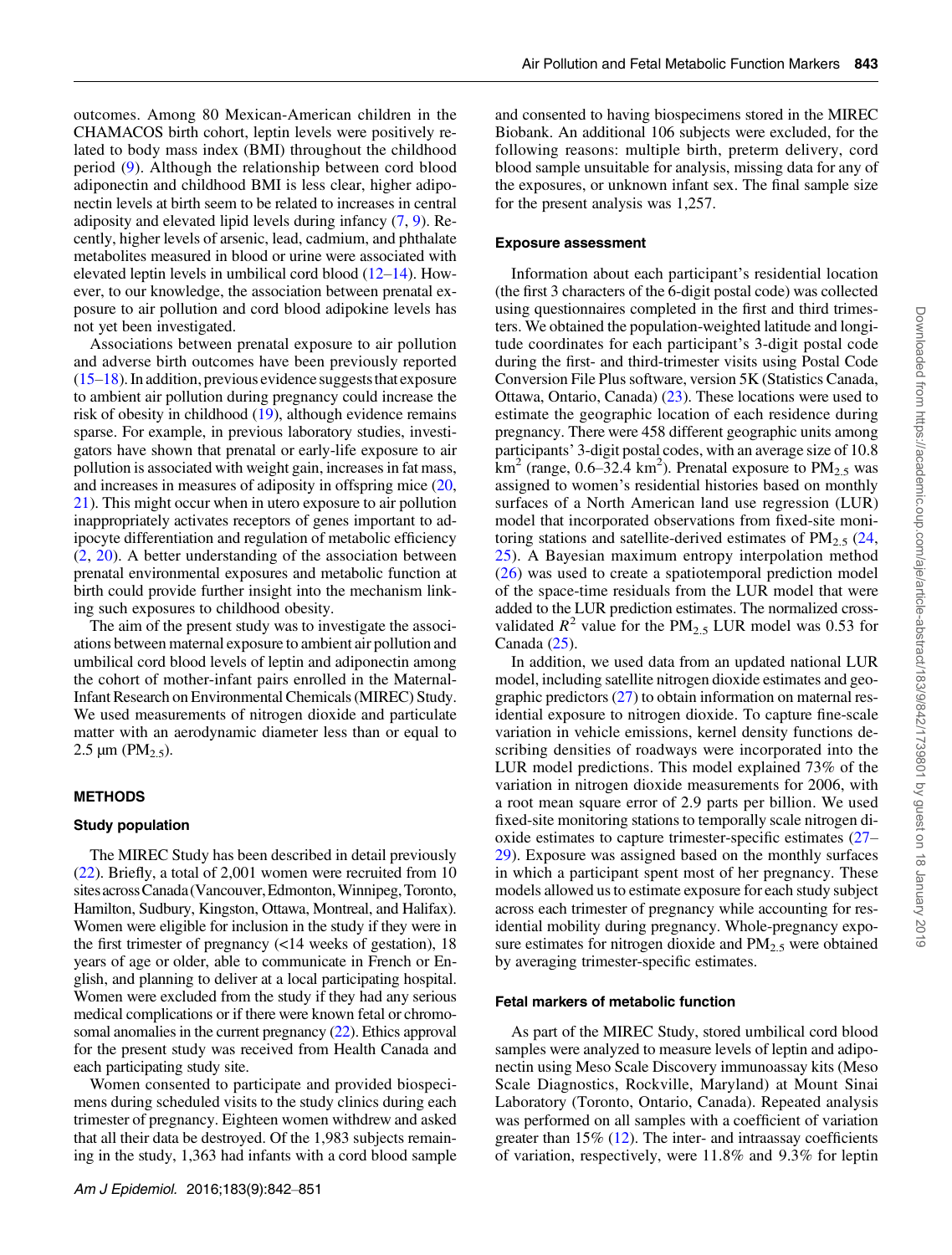outcomes. Among 80 Mexican-American children in the CHAMACOS birth cohort, leptin levels were positively related to body mass index (BMI) throughout the childhood period (9). Although the relationship between cord blood adiponectin and childhood BMI is less clear, higher adiponectin levels at birth seem to be related to increases in central adiposity and elevated lipid levels during infancy (7, 9). Recently, higher levels of arsenic, lead, cadmium, and phthalate metabolites measured in blood or urine were associated with elevated leptin levels in umbilical cord blood (12–14). However, to our knowledge, the association between prenatal exposure to air pollution and cord blood adipokine levels has not yet been investigated.

Associations between prenatal exposure to air pollution and adverse birth outcomes have been previously reported (15–18). In addition, previous evidence suggests that exposure to ambient air pollution during pregnancy could increase the risk of obesity in childhood (19), although evidence remains sparse. For example, in previous laboratory studies, investigators have shown that prenatal or early-life exposure to air pollution is associated with weight gain, increases in fat mass, and increases in measures of adiposity in offspring mice (20, 21). This might occur when in utero exposure to air pollution inappropriately activates receptors of genes important to adipocyte differentiation and regulation of metabolic efficiency (2, 20). A better understanding of the association between prenatal environmental exposures and metabolic function at birth could provide further insight into the mechanism linking such exposures to childhood obesity.

The aim of the present study was to investigate the associations between maternal exposure to ambient air pollution and umbilical cord blood levels of leptin and adiponectin among the cohort of mother-infant pairs enrolled in the Maternal-Infant Research on Environmental Chemicals (MIREC) Study. We used measurements of nitrogen dioxide and particulate matter with an aerodynamic diameter less than or equal to 2.5 μm ($PM_{2.5}$).

## METHODS

### Study population

The MIREC Study has been described in detail previously (22). Briefly, a total of 2,001 women were recruited from 10 sites across Canada (Vancouver, Edmonton, Winnipeg, Toronto, Hamilton, Sudbury, Kingston, Ottawa, Montreal, and Halifax). Women were eligible for inclusion in the study if they were in the first trimester of pregnancy (<14 weeks of gestation), 18 years of age or older, able to communicate in French or English, and planning to deliver at a local participating hospital. Women were excluded from the study if they had any serious medical complications or if there were known fetal or chromosomal anomalies in the current pregnancy (22). Ethics approval for the present study was received from Health Canada and each participating study site.

Women consented to participate and provided biospecimens during scheduled visits to the study clinics during each trimester of pregnancy. Eighteen women withdrew and asked that all their data be destroyed. Of the 1,983 subjects remaining in the study, 1,363 had infants with a cord blood sample and consented to having biospecimens stored in the MIREC Biobank. An additional 106 subjects were excluded, for the following reasons: multiple birth, preterm delivery, cord blood sample unsuitable for analysis, missing data for any of the exposures, or unknown infant sex. The final sample size for the present analysis was 1,257.

### Exposure assessment

Information about each participant's residential location (the first 3 characters of the 6-digit postal code) was collected using questionnaires completed in the first and third trimesters. We obtained the population-weighted latitude and longitude coordinates for each participant's 3-digit postal code during the first- and third-trimester visits using Postal Code Conversion File Plus software, version 5K (Statistics Canada, Ottawa, Ontario, Canada) (23). These locations were used to estimate the geographic location of each residence during pregnancy. There were 458 different geographic units among participants' 3-digit postal codes, with an average size of 10.8 $km^2$ (range, 0.6–32.4 $km^2$). Prenatal exposure to $PM_{2.5}$ was assigned to women's residential histories based on monthly surfaces of a North American land use regression (LUR) model that incorporated observations from fixed-site monitoring stations and satellite-derived estimates of $PM_{2.5}$ (24, 25). A Bayesian maximum entropy interpolation method (26) was used to create a spatiotemporal prediction model of the space-time residuals from the LUR model that were added to the LUR prediction estimates. The normalized cross-validated $R^2$ value for the $PM_{2.5}$ LUR model was 0.53 for Canada (25).

In addition, we used data from an updated national LUR model, including satellite nitrogen dioxide estimates and geographic predictors (27) to obtain information on maternal residential exposure to nitrogen dioxide. To capture fine-scale variation in vehicle emissions, kernel density functions describing densities of roadways were incorporated into the LUR model predictions. This model explained 73% of the variation in nitrogen dioxide measurements for 2006, with a root mean square error of 2.9 parts per billion. We used fixed-site monitoring stations to temporally scale nitrogen dioxide estimates to capture trimester-specific estimates (27–29). Exposure was assigned based on the monthly surfaces in which a participant spent most of her pregnancy. These models allowed us to estimate exposure for each study subject across each trimester of pregnancy while accounting for residential mobility during pregnancy. Whole-pregnancy exposure estimates for nitrogen dioxide and $PM_{2.5}$ were obtained by averaging trimester-specific estimates.

### Fetal markers of metabolic function

As part of the MIREC Study, stored umbilical cord blood samples were analyzed to measure levels of leptin and adiponectin using Meso Scale Discovery immunoassay kits (Meso Scale Diagnostics, Rockville, Maryland) at Mount Sinai Laboratory (Toronto, Ontario, Canada). Repeated analysis was performed on all samples with a coefficient of variation greater than 15% (12). The inter- and intraassay coefficients of variation, respectively, were 11.8% and 9.3% for leptin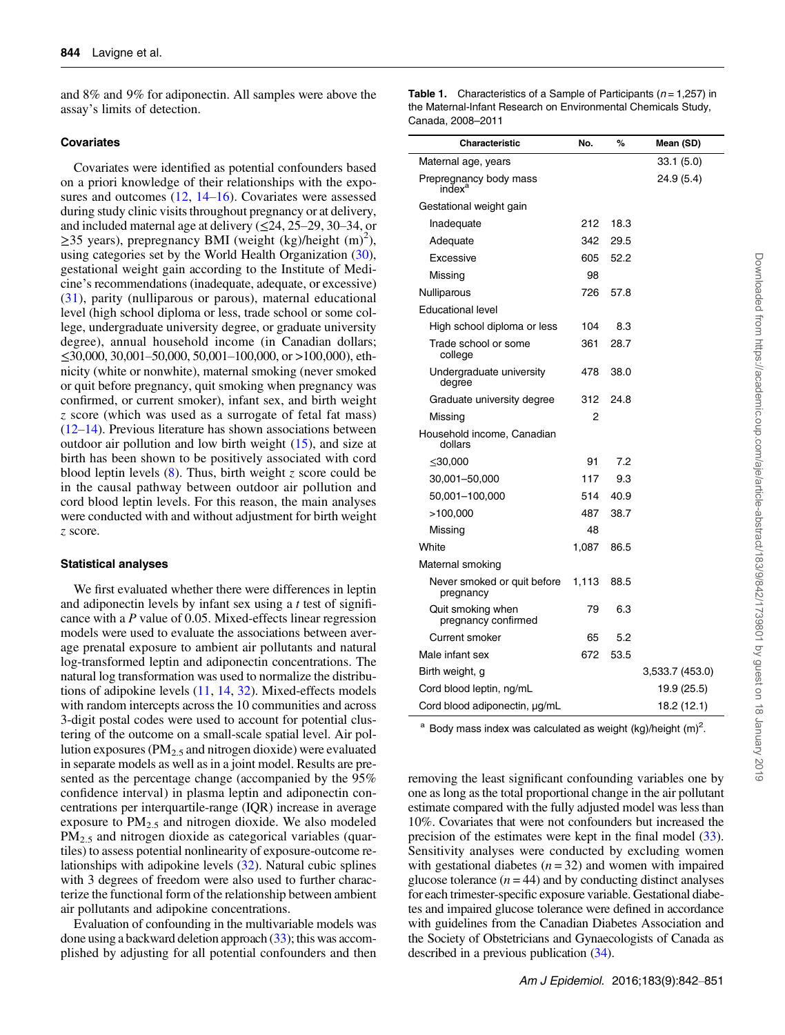and 8% and 9% for adiponectin. All samples were above the assay's limits of detection.

### Covariates

Covariates were identified as potential confounders based on a priori knowledge of their relationships with the exposures and outcomes (12, 14–16). Covariates were assessed during study clinic visits throughout pregnancy or at delivery, and included maternal age at delivery (≤24, 25–29, 30–34, or ≥35 years), prepregnancy BMI (weight (kg)/height (m)$^2$), using categories set by the World Health Organization (30), gestational weight gain according to the Institute of Medicine's recommendations (inadequate, adequate, or excessive) (31), parity (nulliparous or parous), maternal educational level (high school diploma or less, trade school or some college, undergraduate university degree, or graduate university degree), annual household income (in Canadian dollars; ≤30,000, 30,001–50,000, 50,001–100,000, or >100,000), ethnicity (white or nonwhite), maternal smoking (never smoked or quit before pregnancy, quit smoking when pregnancy was confirmed, or current smoker), infant sex, and birth weight $z$ score (which was used as a surrogate of fetal fat mass) (12–14). Previous literature has shown associations between outdoor air pollution and low birth weight (15), and size at birth has been shown to be positively associated with cord blood leptin levels (8). Thus, birth weight $z$ score could be in the causal pathway between outdoor air pollution and cord blood leptin levels. For this reason, the main analyses were conducted with and without adjustment for birth weight $z$ score.

### Statistical analyses

We first evaluated whether there were differences in leptin and adiponectin levels by infant sex using a $t$ test of significance with a $P$ value of 0.05. Mixed-effects linear regression models were used to evaluate the associations between average prenatal exposure to ambient air pollutants and natural log-transformed leptin and adiponectin concentrations. The natural log transformation was used to normalize the distributions of adipokine levels (11, 14, 32). Mixed-effects models with random intercepts across the 10 communities and across 3-digit postal codes were used to account for potential clustering of the outcome on a small-scale spatial level. Air pollution exposures ($PM_{2.5}$ and nitrogen dioxide) were evaluated in separate models as well as in a joint model. Results are presented as the percentage change (accompanied by the 95% confidence interval) in plasma leptin and adiponectin concentrations per interquartile-range (IQR) increase in average exposure to $PM_{2.5}$ and nitrogen dioxide. We also modeled $PM_{2.5}$ and nitrogen dioxide as categorical variables (quartiles) to assess potential nonlinearity of exposure-outcome relationships with adipokine levels (32). Natural cubic splines with 3 degrees of freedom were also used to further characterize the functional form of the relationship between ambient air pollutants and adipokine concentrations.

Evaluation of confounding in the multivariable models was done using a backward deletion approach (33); this was accomplished by adjusting for all potential confounders and then removing the least significant confounding variables one by one as long as the total proportional change in the air pollutant estimate compared with the fully adjusted model was less than 10%. Covariates that were not confounders but increased the precision of the estimates were kept in the final model (33). Sensitivity analyses were conducted by excluding women with gestational diabetes ($n = 32$) and women with impaired glucose tolerance ($n = 44$) and by conducting distinct analyses for each trimester-specific exposure variable. Gestational diabetes and impaired glucose tolerance were defined in accordance with guidelines from the Canadian Diabetes Association and the Society of Obstetricians and Gynaecologists of Canada as described in a previous publication (34).

**Table 1.** Characteristics of a Sample of Participants ($n = 1,257$) in the Maternal-Infant Research on Environmental Chemicals Study, Canada, 2008–2011

| Characteristic | No. | % | Mean (SD) |
|---|---|---|---|
| Maternal age, years | | | 33.1 (5.0) |
| Prepregnancy body mass index[a] | | | 24.9 (5.4) |
| Gestational weight gain | | | |
| Inadequate | 212 | 18.3 | |
| Adequate | 342 | 29.5 | |
| Excessive | 605 | 52.2 | |
| Missing | 98 | | |
| Nulliparous | 726 | 57.8 | |
| Educational level | | | |
| High school diploma or less | 104 | 8.3 | |
| Trade school or some college | 361 | 28.7 | |
| Undergraduate university degree | 478 | 38.0 | |
| Graduate university degree | 312 | 24.8 | |
| Missing | 2 | | |
| Household income, Canadian dollars | | | |
| ≤30,000 | 91 | 7.2 | |
| 30,001–50,000 | 117 | 9.3 | |
| 50,001–100,000 | 514 | 40.9 | |
| >100,000 | 487 | 38.7 | |
| Missing | 48 | | |
| White | 1,087 | 86.5 | |
| Maternal smoking | | | |
| Never smoked or quit before pregnancy | 1,113 | 88.5 | |
| Quit smoking when pregnancy confirmed | 79 | 6.3 | |
| Current smoker | 65 | 5.2 | |
| Male infant sex | 672 | 53.5 | |
| Birth weight, g | | | 3,533.7 (453.0) |
| Cord blood leptin, ng/mL | | | 19.9 (25.5) |
| Cord blood adiponectin, μg/mL | | | 18.2 (12.1) |

[a] Body mass index was calculated as weight (kg)/height (m)$^2$.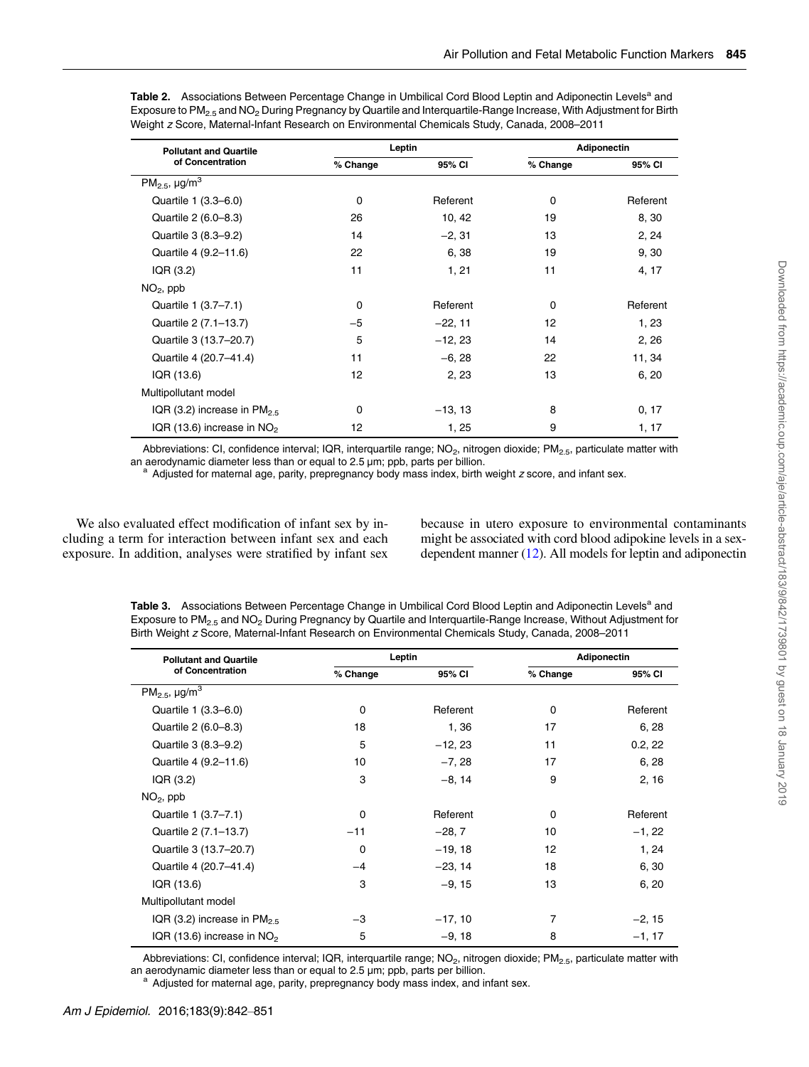**Table 2.** Associations Between Percentage Change in Umbilical Cord Blood Leptin and Adiponectin Levels[a] and Exposure to $PM_{2.5}$ and $NO_2$ During Pregnancy by Quartile and Interquartile-Range Increase, With Adjustment for Birth Weight *z* Score, Maternal-Infant Research on Environmental Chemicals Study, Canada, 2008–2011

| Pollutant and Quartile of Concentration | Leptin | | Adiponectin | |
|---|---|---|---|---|
| | % Change | 95% CI | % Change | 95% CI |
| $PM_{2.5}$, μg/m$^3$ | | | | |
| Quartile 1 (3.3–6.0) | 0 | Referent | 0 | Referent |
| Quartile 2 (6.0–8.3) | 26 | 10, 42 | 19 | 8, 30 |
| Quartile 3 (8.3–9.2) | 14 | −2, 31 | 13 | 2, 24 |
| Quartile 4 (9.2–11.6) | 22 | 6, 38 | 19 | 9, 30 |
| IQR (3.2) | 11 | 1, 21 | 11 | 4, 17 |
| $NO_2$, ppb | | | | |
| Quartile 1 (3.7–7.1) | 0 | Referent | 0 | Referent |
| Quartile 2 (7.1–13.7) | −5 | −22, 11 | 12 | 1, 23 |
| Quartile 3 (13.7–20.7) | 5 | −12, 23 | 14 | 2, 26 |
| Quartile 4 (20.7–41.4) | 11 | −6, 28 | 22 | 11, 34 |
| IQR (13.6) | 12 | 2, 23 | 13 | 6, 20 |
| Multipollutant model | | | | |
| IQR (3.2) increase in $PM_{2.5}$ | 0 | −13, 13 | 8 | 0, 17 |
| IQR (13.6) increase in $NO_2$ | 12 | 1, 25 | 9 | 1, 17 |

Abbreviations: CI, confidence interval; IQR, interquartile range; $NO_2$, nitrogen dioxide; $PM_{2.5}$, particulate matter with an aerodynamic diameter less than or equal to 2.5 μm; ppb, parts per billion.

[a] Adjusted for maternal age, parity, prepregnancy body mass index, birth weight *z* score, and infant sex.

We also evaluated effect modification of infant sex by including a term for interaction between infant sex and each exposure. In addition, analyses were stratified by infant sex because in utero exposure to environmental contaminants might be associated with cord blood adipokine levels in a sex-dependent manner (12). All models for leptin and adiponectin

**Table 3.** Associations Between Percentage Change in Umbilical Cord Blood Leptin and Adiponectin Levels[a] and Exposure to $PM_{2.5}$ and $NO_2$ During Pregnancy by Quartile and Interquartile-Range Increase, Without Adjustment for Birth Weight *z* Score, Maternal-Infant Research on Environmental Chemicals Study, Canada, 2008–2011

| Pollutant and Quartile of Concentration | Leptin | | Adiponectin | |
|---|---|---|---|---|
| | % Change | 95% CI | % Change | 95% CI |
| $PM_{2.5}$, μg/m$^3$ | | | | |
| Quartile 1 (3.3–6.0) | 0 | Referent | 0 | Referent |
| Quartile 2 (6.0–8.3) | 18 | 1, 36 | 17 | 6, 28 |
| Quartile 3 (8.3–9.2) | 5 | −12, 23 | 11 | 0.2, 22 |
| Quartile 4 (9.2–11.6) | 10 | −7, 28 | 17 | 6, 28 |
| IQR (3.2) | 3 | −8, 14 | 9 | 2, 16 |
| $NO_2$, ppb | | | | |
| Quartile 1 (3.7–7.1) | 0 | Referent | 0 | Referent |
| Quartile 2 (7.1–13.7) | −11 | −28, 7 | 10 | −1, 22 |
| Quartile 3 (13.7–20.7) | 0 | −19, 18 | 12 | 1, 24 |
| Quartile 4 (20.7–41.4) | −4 | −23, 14 | 18 | 6, 30 |
| IQR (13.6) | 3 | −9, 15 | 13 | 6, 20 |
| Multipollutant model | | | | |
| IQR (3.2) increase in $PM_{2.5}$ | −3 | −17, 10 | 7 | −2, 15 |
| IQR (13.6) increase in $NO_2$ | 5 | −9, 18 | 8 | −1, 17 |

Abbreviations: CI, confidence interval; IQR, interquartile range; $NO_2$, nitrogen dioxide; $PM_{2.5}$, particulate matter with an aerodynamic diameter less than or equal to 2.5 μm; ppb, parts per billion.

[a] Adjusted for maternal age, parity, prepregnancy body mass index, and infant sex.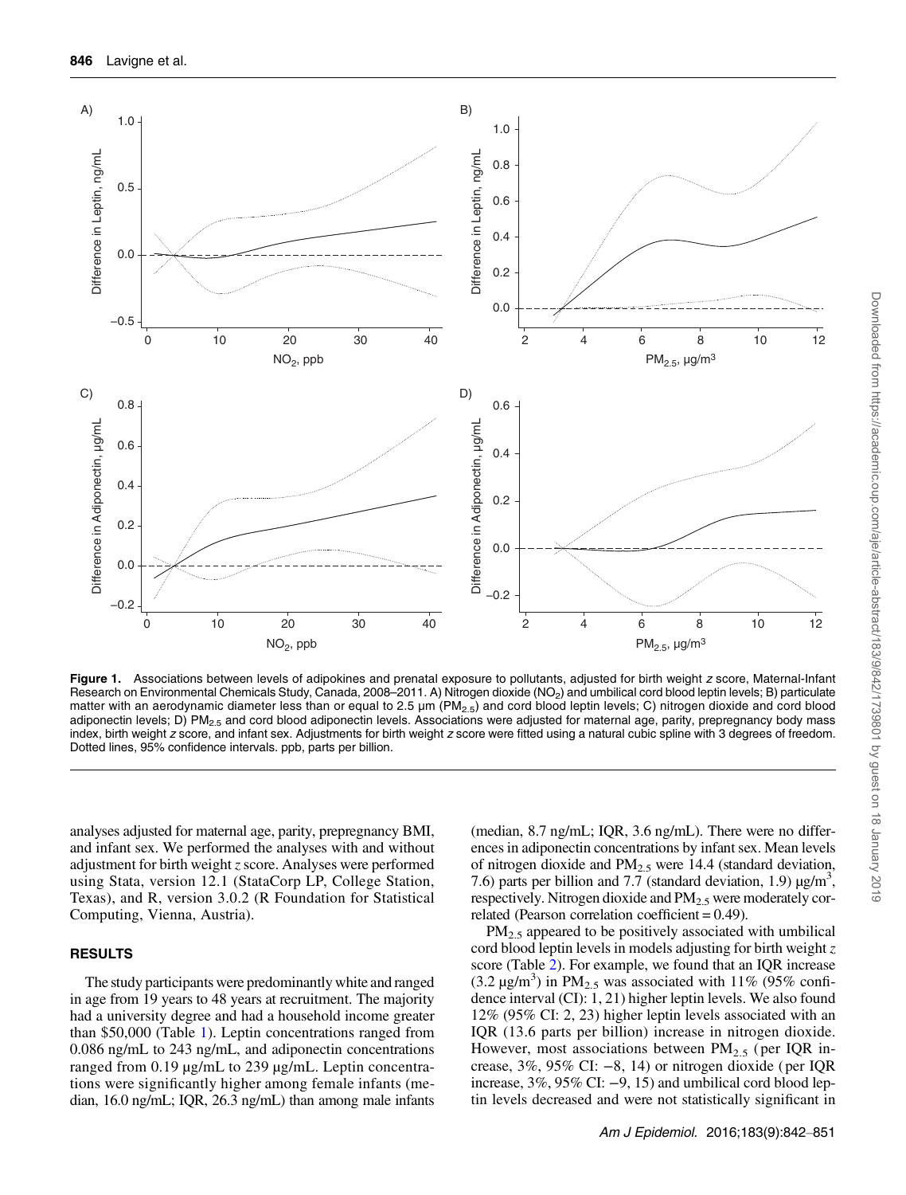Figure 1. Associations between levels of adipokines and prenatal exposure to pollutants, adjusted for birth weight z score, Maternal-Infant Research on Environmental Chemicals Study, Canada, 2008–2011. A) Nitrogen dioxide ($NO_2$) and umbilical cord blood leptin levels; B) particulate matter with an aerodynamic diameter less than or equal to 2.5 μm ($PM_{2.5}$) and cord blood leptin levels; C) nitrogen dioxide and cord blood adiponectin levels; D) $PM_{2.5}$ and cord blood adiponectin levels. Associations were adjusted for maternal age, parity, prepregnancy body mass index, birth weight z score, and infant sex. Adjustments for birth weight z score were fitted using a natural cubic spline with 3 degrees of freedom. Dotted lines, 95% confidence intervals. ppb, parts per billion.

analyses adjusted for maternal age, parity, prepregnancy BMI, and infant sex. We performed the analyses with and without adjustment for birth weight *z* score. Analyses were performed using Stata, version 12.1 (StataCorp LP, College Station, Texas), and R, version 3.0.2 (R Foundation for Statistical Computing, Vienna, Austria).

## RESULTS

The study participants were predominantly white and ranged in age from 19 years to 48 years at recruitment. The majority had a university degree and had a household income greater than $50,000 (Table 1). Leptin concentrations ranged from 0.086 ng/mL to 243 ng/mL, and adiponectin concentrations ranged from 0.19 μg/mL to 239 μg/mL. Leptin concentrations were significantly higher among female infants (median, 16.0 ng/mL; IQR, 26.3 ng/mL) than among male infants (median, 8.7 ng/mL; IQR, 3.6 ng/mL). There were no differences in adiponectin concentrations by infant sex. Mean levels of nitrogen dioxide and $PM_{2.5}$ were 14.4 (standard deviation, 7.6) parts per billion and 7.7 (standard deviation, 1.9) μg/m$^3$, respectively. Nitrogen dioxide and $PM_{2.5}$ were moderately correlated (Pearson correlation coefficient = 0.49).

$PM_{2.5}$ appeared to be positively associated with umbilical cord blood leptin levels in models adjusting for birth weight *z* score (Table 2). For example, we found that an IQR increase (3.2 μg/m$^3$) in $PM_{2.5}$ was associated with 11% (95% confidence interval (CI): 1, 21) higher leptin levels. We also found 12% (95% CI: 2, 23) higher leptin levels associated with an IQR (13.6 parts per billion) increase in nitrogen dioxide. However, most associations between $PM_{2.5}$ (per IQR increase, 3%, 95% CI: −8, 14) or nitrogen dioxide (per IQR increase, 3%, 95% CI: −9, 15) and umbilical cord blood leptin levels decreased and were not statistically significant in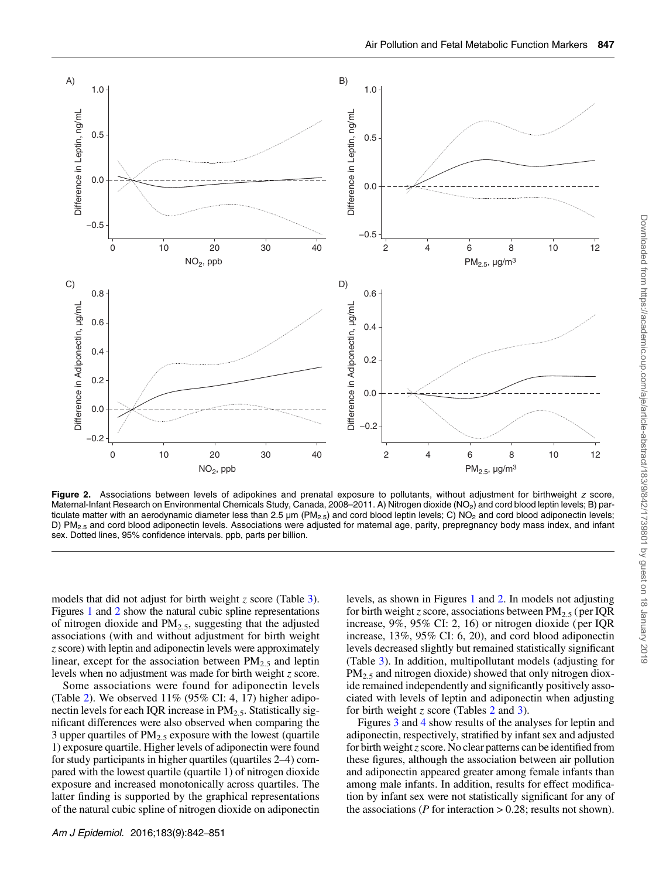Figure 2. Associations between levels of adipokines and prenatal exposure to pollutants, without adjustment for birthweight $z$ score, Maternal-Infant Research on Environmental Chemicals Study, Canada, 2008–2011. A) Nitrogen dioxide ($NO_2$) and cord blood leptin levels; B) particulate matter with an aerodynamic diameter less than 2.5 µm ($PM_{2.5}$) and cord blood leptin levels; C) $NO_2$ and cord blood adiponectin levels; D) $PM_{2.5}$ and cord blood adiponectin levels. Associations were adjusted for maternal age, parity, prepregnancy body mass index, and infant sex. Dotted lines, 95% confidence intervals. ppb, parts per billion.

models that did not adjust for birth weight $z$ score (Table 3). Figures 1 and 2 show the natural cubic spline representations of nitrogen dioxide and $PM_{2.5}$, suggesting that the adjusted associations (with and without adjustment for birth weight $z$ score) with leptin and adiponectin levels were approximately linear, except for the association between $PM_{2.5}$ and leptin levels when no adjustment was made for birth weight $z$ score.

Some associations were found for adiponectin levels (Table 2). We observed 11% (95% CI: 4, 17) higher adiponectin levels for each IQR increase in $PM_{2.5}$. Statistically significant differences were also observed when comparing the 3 upper quartiles of $PM_{2.5}$ exposure with the lowest (quartile 1) exposure quartile. Higher levels of adiponectin were found for study participants in higher quartiles (quartiles 2–4) compared with the lowest quartile (quartile 1) of nitrogen dioxide exposure and increased monotonically across quartiles. The latter finding is supported by the graphical representations of the natural cubic spline of nitrogen dioxide on adiponectin levels, as shown in Figures 1 and 2. In models not adjusting for birth weight $z$ score, associations between $PM_{2.5}$ (per IQR increase, 9%, 95% CI: 2, 16) or nitrogen dioxide (per IQR increase, 13%, 95% CI: 6, 20), and cord blood adiponectin levels decreased slightly but remained statistically significant (Table 3). In addition, multipollutant models (adjusting for $PM_{2.5}$ and nitrogen dioxide) showed that only nitrogen dioxide remained independently and significantly positively associated with levels of leptin and adiponectin when adjusting for birth weight $z$ score (Tables 2 and 3).

Figures 3 and 4 show results of the analyses for leptin and adiponectin, respectively, stratified by infant sex and adjusted for birth weight $z$ score. No clear patterns can be identified from these figures, although the association between air pollution and adiponectin appeared greater among female infants than among male infants. In addition, results for effect modification by infant sex were not statistically significant for any of the associations ($P$ for interaction $> 0.28$; results not shown).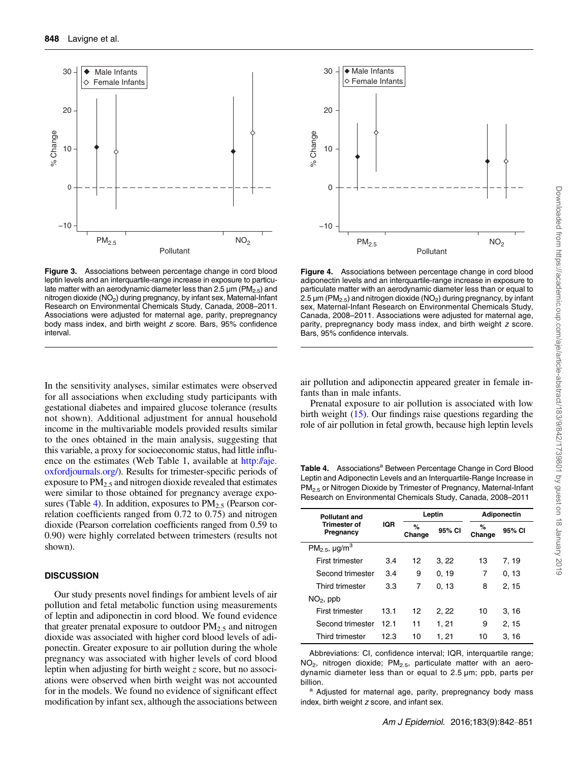Figure 3. Associations between percentage change in cord blood leptin levels and an interquartile-range increase in exposure to particulate matter with an aerodynamic diameter less than 2.5 µm ($PM_{2.5}$) and nitrogen dioxide ($NO_2$) during pregnancy, by infant sex, Maternal-Infant Research on Environmental Chemicals Study, Canada, 2008–2011. Associations were adjusted for maternal age, parity, prepregnancy body mass index, and birth weight $z$ score. Bars, 95% confidence interval.

Figure 4. Associations between percentage change in cord blood adiponectin levels and an interquartile-range increase in exposure to particulate matter with an aerodynamic diameter less than or equal to 2.5 µm ($PM_{2.5}$) and nitrogen dioxide ($NO_2$) during pregnancy, by infant sex, Maternal-Infant Research on Environmental Chemicals Study, Canada, 2008–2011. Associations were adjusted for maternal age, parity, prepregnancy body mass index, and birth weight $z$ score. Bars, 95% confidence intervals.

In the sensitivity analyses, similar estimates were observed for all associations when excluding study participants with gestational diabetes and impaired glucose tolerance (results not shown). Additional adjustment for annual household income in the multivariable models provided results similar to the ones obtained in the main analysis, suggesting that this variable, a proxy for socioeconomic status, had little influence on the estimates (Web Table 1, available at http://aje.oxfordjournals.org/). Results for trimester-specific periods of exposure to $PM_{2.5}$ and nitrogen dioxide revealed that estimates were similar to those obtained for pregnancy average exposures (Table 4). In addition, exposures to $PM_{2.5}$ (Pearson correlation coefficients ranged from 0.72 to 0.75) and nitrogen dioxide (Pearson correlation coefficients ranged from 0.59 to 0.90) were highly correlated between trimesters (results not shown).

## DISCUSSION

Our study presents novel findings for ambient levels of air pollution and fetal metabolic function using measurements of leptin and adiponectin in cord blood. We found evidence that greater prenatal exposure to outdoor $PM_{2.5}$ and nitrogen dioxide was associated with higher cord blood levels of adiponectin. Greater exposure to air pollution during the whole pregnancy was associated with higher levels of cord blood leptin when adjusting for birth weight $z$ score, but no associations were observed when birth weight was not accounted for in the models. We found no evidence of significant effect modification by infant sex, although the associations between air pollution and adiponectin appeared greater in female infants than in male infants.

Prenatal exposure to air pollution is associated with low birth weight (15). Our findings raise questions regarding the role of air pollution in fetal growth, because high leptin levels

Table 4. Associations[a] Between Percentage Change in Cord Blood Leptin and Adiponectin Levels and an Interquartile-Range Increase in $PM_{2.5}$ or Nitrogen Dioxide by Trimester of Pregnancy, Maternal-Infant Research on Environmental Chemicals Study, Canada, 2008–2011

| Pollutant and Trimester of Pregnancy | IQR | Leptin | | Adiponectin | |
|---|---|---|---|---|---|
| | | % Change | 95% CI | % Change | 95% CI |
| $PM_{2.5}$, µg/m$^3$ | | | | | |
| First trimester | 3.4 | 12 | 3, 22 | 13 | 7, 19 |
| Second trimester | 3.4 | 9 | 0, 19 | 7 | 0, 13 |
| Third trimester | 3.3 | 7 | 0, 13 | 8 | 2, 15 |
| $NO_2$, ppb | | | | | |
| First trimester | 13.1 | 12 | 2, 22 | 10 | 3, 16 |
| Second trimester | 12.1 | 11 | 1, 21 | 9 | 2, 15 |
| Third trimester | 12.3 | 10 | 1, 21 | 10 | 3, 16 |

Abbreviations: CI, confidence interval; IQR, interquartile range; $NO_2$, nitrogen dioxide; $PM_{2.5}$, particulate matter with an aerodynamic diameter less than or equal to 2.5 µm; ppb, parts per billion.

[a] Adjusted for maternal age, parity, prepregnancy body mass index, birth weight $z$ score, and infant sex.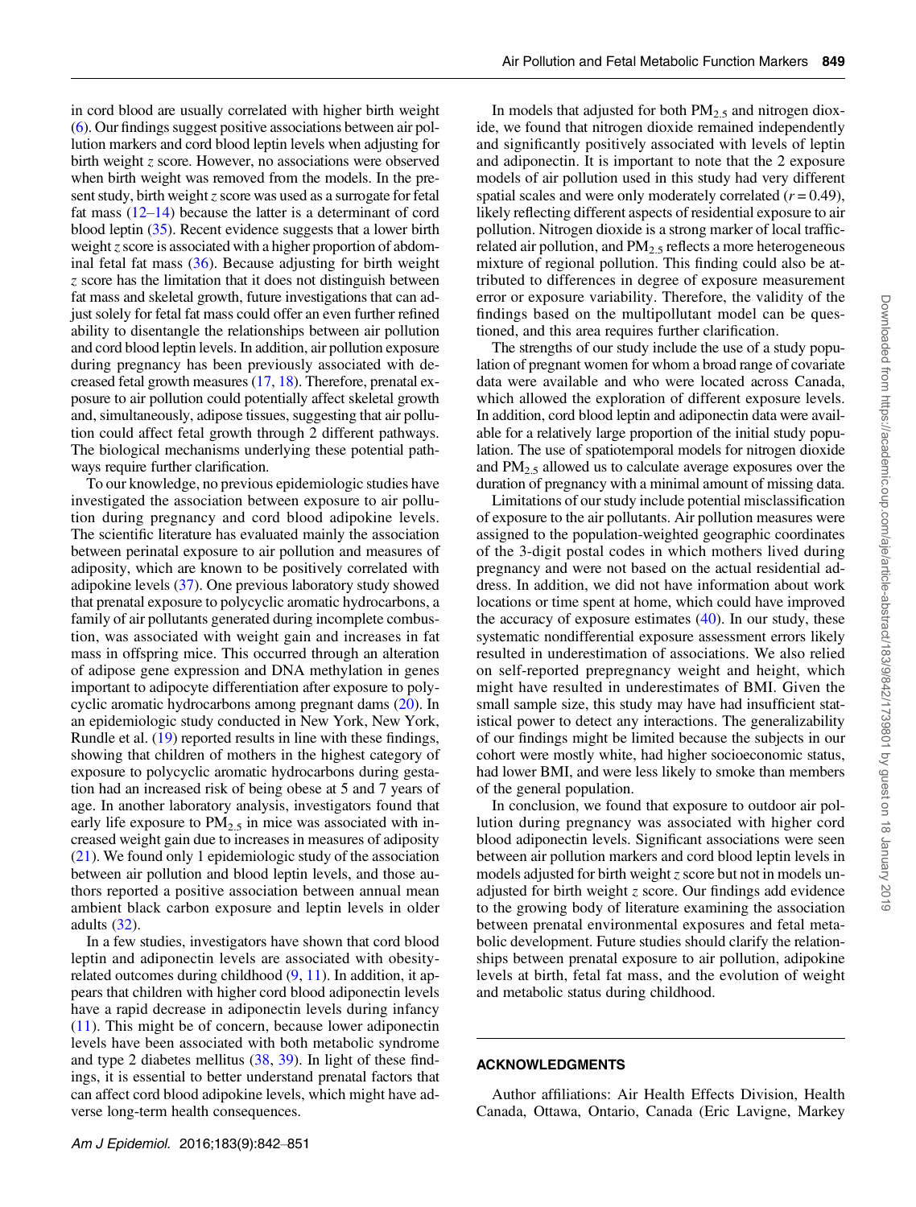in cord blood are usually correlated with higher birth weight (6). Our findings suggest positive associations between air pollution markers and cord blood leptin levels when adjusting for birth weight *z* score. However, no associations were observed when birth weight was removed from the models. In the present study, birth weight *z* score was used as a surrogate for fetal fat mass (12–14) because the latter is a determinant of cord blood leptin (35). Recent evidence suggests that a lower birth weight *z* score is associated with a higher proportion of abdominal fetal fat mass (36). Because adjusting for birth weight *z* score has the limitation that it does not distinguish between fat mass and skeletal growth, future investigations that can adjust solely for fetal fat mass could offer an even further refined ability to disentangle the relationships between air pollution and cord blood leptin levels. In addition, air pollution exposure during pregnancy has been previously associated with decreased fetal growth measures (17, 18). Therefore, prenatal exposure to air pollution could potentially affect skeletal growth and, simultaneously, adipose tissues, suggesting that air pollution could affect fetal growth through 2 different pathways. The biological mechanisms underlying these potential pathways require further clarification.

To our knowledge, no previous epidemiologic studies have investigated the association between exposure to air pollution during pregnancy and cord blood adipokine levels. The scientific literature has evaluated mainly the association between perinatal exposure to air pollution and measures of adiposity, which are known to be positively correlated with adipokine levels (37). One previous laboratory study showed that prenatal exposure to polycyclic aromatic hydrocarbons, a family of air pollutants generated during incomplete combustion, was associated with weight gain and increases in fat mass in offspring mice. This occurred through an alteration of adipose gene expression and DNA methylation in genes important to adipocyte differentiation after exposure to polycyclic aromatic hydrocarbons among pregnant dams (20). In an epidemiologic study conducted in New York, New York, Rundle et al. (19) reported results in line with these findings, showing that children of mothers in the highest category of exposure to polycyclic aromatic hydrocarbons during gestation had an increased risk of being obese at 5 and 7 years of age. In another laboratory analysis, investigators found that early life exposure to $PM_{2.5}$ in mice was associated with increased weight gain due to increases in measures of adiposity (21). We found only 1 epidemiologic study of the association between air pollution and blood leptin levels, and those authors reported a positive association between annual mean ambient black carbon exposure and leptin levels in older adults (32).

In a few studies, investigators have shown that cord blood leptin and adiponectin levels are associated with obesity-related outcomes during childhood (9, 11). In addition, it appears that children with higher cord blood adiponectin levels have a rapid decrease in adiponectin levels during infancy (11). This might be of concern, because lower adiponectin levels have been associated with both metabolic syndrome and type 2 diabetes mellitus (38, 39). In light of these findings, it is essential to better understand prenatal factors that can affect cord blood adipokine levels, which might have adverse long-term health consequences.

In models that adjusted for both $PM_{2.5}$ and nitrogen dioxide, we found that nitrogen dioxide remained independently and significantly positively associated with levels of leptin and adiponectin. It is important to note that the 2 exposure models of air pollution used in this study had very different spatial scales and were only moderately correlated ($r = 0.49$), likely reflecting different aspects of residential exposure to air pollution. Nitrogen dioxide is a strong marker of local traffic-related air pollution, and $PM_{2.5}$ reflects a more heterogeneous mixture of regional pollution. This finding could also be attributed to differences in degree of exposure measurement error or exposure variability. Therefore, the validity of the findings based on the multipollutant model can be questioned, and this area requires further clarification.

The strengths of our study include the use of a study population of pregnant women for whom a broad range of covariate data were available and who were located across Canada, which allowed the exploration of different exposure levels. In addition, cord blood leptin and adiponectin data were available for a relatively large proportion of the initial study population. The use of spatiotemporal models for nitrogen dioxide and $PM_{2.5}$ allowed us to calculate average exposures over the duration of pregnancy with a minimal amount of missing data.

Limitations of our study include potential misclassification of exposure to the air pollutants. Air pollution measures were assigned to the population-weighted geographic coordinates of the 3-digit postal codes in which mothers lived during pregnancy and were not based on the actual residential address. In addition, we did not have information about work locations or time spent at home, which could have improved the accuracy of exposure estimates (40). In our study, these systematic nondifferential exposure assessment errors likely resulted in underestimation of associations. We also relied on self-reported prepregnancy weight and height, which might have resulted in underestimates of BMI. Given the small sample size, this study may have had insufficient statistical power to detect any interactions. The generalizability of our findings might be limited because the subjects in our cohort were mostly white, had higher socioeconomic status, had lower BMI, and were less likely to smoke than members of the general population.

In conclusion, we found that exposure to outdoor air pollution during pregnancy was associated with higher cord blood adiponectin levels. Significant associations were seen between air pollution markers and cord blood leptin levels in models adjusted for birth weight *z* score but not in models unadjusted for birth weight *z* score. Our findings add evidence to the growing body of literature examining the association between prenatal environmental exposures and fetal metabolic development. Future studies should clarify the relationships between prenatal exposure to air pollution, adipokine levels at birth, fetal fat mass, and the evolution of weight and metabolic status during childhood.

## ACKNOWLEDGMENTS

Author affiliations: Air Health Effects Division, Health Canada, Ottawa, Ontario, Canada (Eric Lavigne, Markey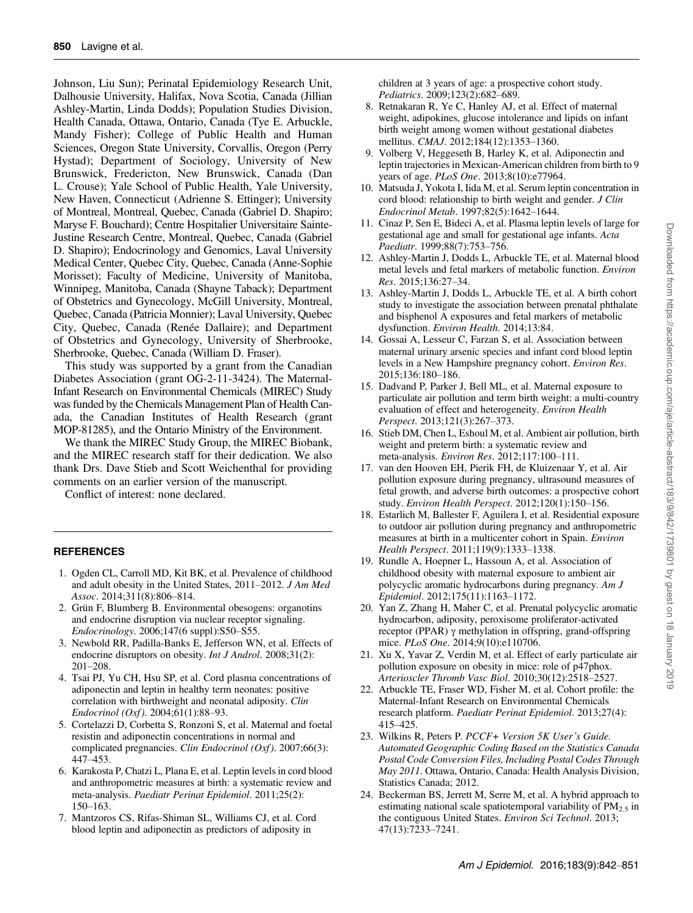Johnson, Liu Sun); Perinatal Epidemiology Research Unit, Dalhousie University, Halifax, Nova Scotia, Canada (Jillian Ashley-Martin, Linda Dodds); Population Studies Division, Health Canada, Ottawa, Ontario, Canada (Tye E. Arbuckle, Mandy Fisher); College of Public Health and Human Sciences, Oregon State University, Corvallis, Oregon (Perry Hystad); Department of Sociology, University of New Brunswick, Fredericton, New Brunswick, Canada (Dan L. Crouse); Yale School of Public Health, Yale University, New Haven, Connecticut (Adrienne S. Ettinger); University of Montreal, Montreal, Quebec, Canada (Gabriel D. Shapiro; Maryse F. Bouchard); Centre Hospitalier Universitaire Sainte-Justine Research Centre, Montreal, Quebec, Canada (Gabriel D. Shapiro); Endocrinology and Genomics, Laval University Medical Center, Quebec City, Quebec, Canada (Anne-Sophie Morisset); Faculty of Medicine, University of Manitoba, Winnipeg, Manitoba, Canada (Shayne Taback); Department of Obstetrics and Gynecology, McGill University, Montreal, Quebec, Canada (Patricia Monnier); Laval University, Quebec City, Quebec, Canada (Renée Dallaire); and Department of Obstetrics and Gynecology, University of Sherbrooke, Sherbrooke, Quebec, Canada (William D. Fraser).

This study was supported by a grant from the Canadian Diabetes Association (grant OG-2-11-3424). The Maternal-Infant Research on Environmental Chemicals (MIREC) Study was funded by the Chemicals Management Plan of Health Canada, the Canadian Institutes of Health Research (grant MOP-81285), and the Ontario Ministry of the Environment.

We thank the MIREC Study Group, the MIREC Biobank, and the MIREC research staff for their dedication. We also thank Drs. Dave Stieb and Scott Weichenthal for providing comments on an earlier version of the manuscript.

Conflict of interest: none declared.

## REFERENCES

1. Ogden CL, Carroll MD, Kit BK, et al. Prevalence of childhood and adult obesity in the United States, 2011–2012. *J Am Med Assoc*. 2014;311(8):806–814.
2. Grün F, Blumberg B. Environmental obesogens: organotins and endocrine disruption via nuclear receptor signaling. *Endocrinology*. 2006;147(6 suppl):S50–S55.
3. Newbold RR, Padilla-Banks E, Jefferson WN, et al. Effects of endocrine disruptors on obesity. *Int J Androl*. 2008;31(2): 201–208.
4. Tsai PJ, Yu CH, Hsu SP, et al. Cord plasma concentrations of adiponectin and leptin in healthy term neonates: positive correlation with birthweight and neonatal adiposity. *Clin Endocrinol (Oxf)*. 2004;61(1):88–93.
5. Cortelazzi D, Corbetta S, Ronzoni S, et al. Maternal and foetal resistin and adiponectin concentrations in normal and complicated pregnancies. *Clin Endocrinol (Oxf)*. 2007;66(3): 447–453.
6. Karakosta P, Chatzi L, Plana E, et al. Leptin levels in cord blood and anthropometric measures at birth: a systematic review and meta-analysis. *Paediatr Perinat Epidemiol*. 2011;25(2): 150–163.
7. Mantzoros CS, Rifas-Shiman SL, Williams CJ, et al. Cord blood leptin and adiponectin as predictors of adiposity in children at 3 years of age: a prospective cohort study. *Pediatrics*. 2009;123(2):682–689.
8. Retnakaran R, Ye C, Hanley AJ, et al. Effect of maternal weight, adipokines, glucose intolerance and lipids on infant birth weight among women without gestational diabetes mellitus. *CMAJ*. 2012;184(12):1353–1360.
9. Volberg V, Heggeseth B, Harley K, et al. Adiponectin and leptin trajectories in Mexican-American children from birth to 9 years of age. *PLoS One*. 2013;8(10):e77964.
10. Matsuda J, Yokota I, Iida M, et al. Serum leptin concentration in cord blood: relationship to birth weight and gender. *J Clin Endocrinol Metab*. 1997;82(5):1642–1644.
11. Cinaz P, Sen E, Bideci A, et al. Plasma leptin levels of large for gestational age and small for gestational age infants. *Acta Paediatr*. 1999;88(7):753–756.
12. Ashley-Martin J, Dodds L, Arbuckle TE, et al. Maternal blood metal levels and fetal markers of metabolic function. *Environ Res*. 2015;136:27–34.
13. Ashley-Martin J, Dodds L, Arbuckle TE, et al. A birth cohort study to investigate the association between prenatal phthalate and bisphenol A exposures and fetal markers of metabolic dysfunction. *Environ Health*. 2014;13:84.
14. Gossai A, Lesseur C, Farzan S, et al. Association between maternal urinary arsenic species and infant cord blood leptin levels in a New Hampshire pregnancy cohort. *Environ Res*. 2015;136:180–186.
15. Dadvand P, Parker J, Bell ML, et al. Maternal exposure to particulate air pollution and term birth weight: a multi-country evaluation of effect and heterogeneity. *Environ Health Perspect*. 2013;121(3):267–373.
16. Stieb DM, Chen L, Eshoul M, et al. Ambient air pollution, birth weight and preterm birth: a systematic review and meta-analysis. *Environ Res*. 2012;117:100–111.
17. van den Hooven EH, Pierik FH, de Kluizenaar Y, et al. Air pollution exposure during pregnancy, ultrasound measures of fetal growth, and adverse birth outcomes: a prospective cohort study. *Environ Health Perspect*. 2012;120(1):150–156.
18. Estarlich M, Ballester F, Aguilera I, et al. Residential exposure to outdoor air pollution during pregnancy and anthropometric measures at birth in a multicenter cohort in Spain. *Environ Health Perspect*. 2011;119(9):1333–1338.
19. Rundle A, Hoepner L, Hassoun A, et al. Association of childhood obesity with maternal exposure to ambient air polycyclic aromatic hydrocarbons during pregnancy. *Am J Epidemiol*. 2012;175(11):1163–1172.
20. Yan Z, Zhang H, Maher C, et al. Prenatal polycyclic aromatic hydrocarbon, adiposity, peroxisome proliferator-activated receptor (PPAR) $\gamma$ methylation in offspring, grand-offspring mice. *PLoS One*. 2014;9(10):e110706.
21. Xu X, Yavar Z, Verdin M, et al. Effect of early particulate air pollution exposure on obesity in mice: role of p47phox. *Arterioscler Thromb Vasc Biol*. 2010;30(12):2518–2527.
22. Arbuckle TE, Fraser WD, Fisher M, et al. Cohort profile: the Maternal-Infant Research on Environmental Chemicals research platform. *Paediatr Perinat Epidemiol*. 2013;27(4): 415–425.
23. Wilkins R, Peters P. *PCCF+ Version 5K User's Guide. Automated Geographic Coding Based on the Statistics Canada Postal Code Conversion Files, Including Postal Codes Through May 2011*. Ottawa, Ontario, Canada: Health Analysis Division, Statistics Canada; 2012.
24. Beckerman BS, Jerrett M, Serre M, et al. A hybrid approach to estimating national scale spatiotemporal variability of $PM_{2.5}$ in the contiguous United States. *Environ Sci Technol*. 2013; 47(13):7233–7241.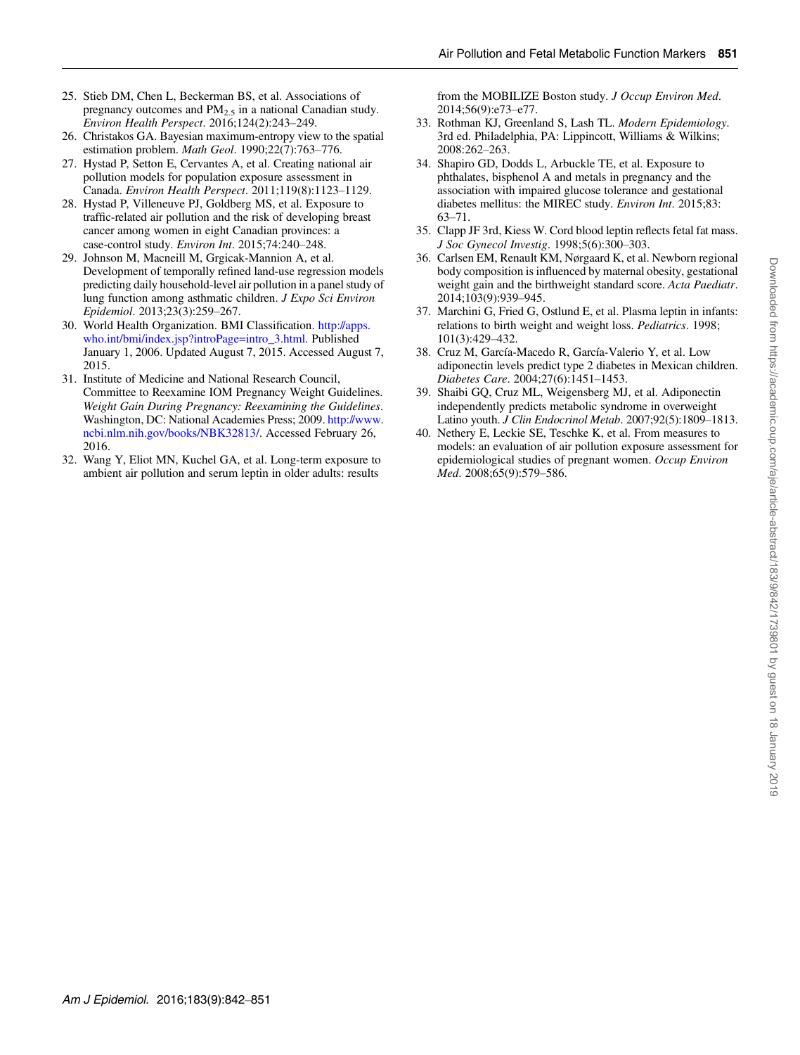25. Stieb DM, Chen L, Beckerman BS, et al. Associations of pregnancy outcomes and $PM_{2.5}$ in a national Canadian study. *Environ Health Perspect*. 2016;124(2):243–249.
26. Christakos GA. Bayesian maximum-entropy view to the spatial estimation problem. *Math Geol*. 1990;22(7):763–776.
27. Hystad P, Setton E, Cervantes A, et al. Creating national air pollution models for population exposure assessment in Canada. *Environ Health Perspect*. 2011;119(8):1123–1129.
28. Hystad P, Villeneuve PJ, Goldberg MS, et al. Exposure to traffic-related air pollution and the risk of developing breast cancer among women in eight Canadian provinces: a case-control study. *Environ Int*. 2015;74:240–248.
29. Johnson M, Macneill M, Grgicak-Mannion A, et al. Development of temporally refined land-use regression models predicting daily household-level air pollution in a panel study of lung function among asthmatic children. *J Expo Sci Environ Epidemiol*. 2013;23(3):259–267.
30. World Health Organization. BMI Classification. http://apps.who.int/bmi/index.jsp?introPage=intro_3.html. Published January 1, 2006. Updated August 7, 2015. Accessed August 7, 2015.
31. Institute of Medicine and National Research Council, Committee to Reexamine IOM Pregnancy Weight Guidelines. *Weight Gain During Pregnancy: Reexamining the Guidelines*. Washington, DC: National Academies Press; 2009. http://www.ncbi.nlm.nih.gov/books/NBK32813/. Accessed February 26, 2016.
32. Wang Y, Eliot MN, Kuchel GA, et al. Long-term exposure to ambient air pollution and serum leptin in older adults: results from the MOBILIZE Boston study. *J Occup Environ Med*. 2014;56(9):e73–e77.
33. Rothman KJ, Greenland S, Lash TL. *Modern Epidemiology*. 3rd ed. Philadelphia, PA: Lippincott, Williams & Wilkins; 2008:262–263.
34. Shapiro GD, Dodds L, Arbuckle TE, et al. Exposure to phthalates, bisphenol A and metals in pregnancy and the association with impaired glucose tolerance and gestational diabetes mellitus: the MIREC study. *Environ Int*. 2015;83:63–71.
35. Clapp JF 3rd, Kiess W. Cord blood leptin reflects fetal fat mass. *J Soc Gynecol Investig*. 1998;5(6):300–303.
36. Carlsen EM, Renault KM, Nørgaard K, et al. Newborn regional body composition is influenced by maternal obesity, gestational weight gain and the birthweight standard score. *Acta Paediatr*. 2014;103(9):939–945.
37. Marchini G, Fried G, Ostlund E, et al. Plasma leptin in infants: relations to birth weight and weight loss. *Pediatrics*. 1998;101(3):429–432.
38. Cruz M, García-Macedo R, García-Valerio Y, et al. Low adiponectin levels predict type 2 diabetes in Mexican children. *Diabetes Care*. 2004;27(6):1451–1453.
39. Shaibi GQ, Cruz ML, Weigensberg MJ, et al. Adiponectin independently predicts metabolic syndrome in overweight Latino youth. *J Clin Endocrinol Metab*. 2007;92(5):1809–1813.
40. Nethery E, Leckie SE, Teschke K, et al. From measures to models: an evaluation of air pollution exposure assessment for epidemiological studies of pregnant women. *Occup Environ Med*. 2008;65(9):579–586.